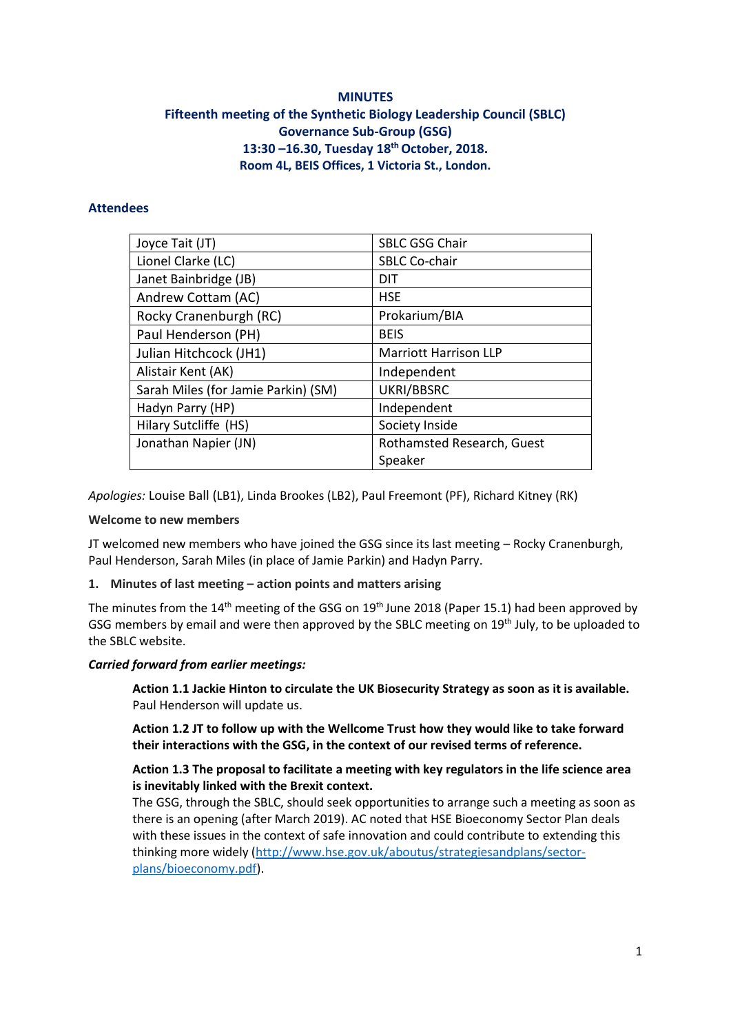**MINUTES**

**Fifteenth meeting of the Synthetic Biology Leadership Council (SBLC) Governance Sub-Group (GSG)**

**13:30 –16.30, Tuesday 18th October, 2018.**

**Room 4L, BEIS Offices, 1 Victoria St., London.**

## Attendees

| | |
|---|---|
| Joyce Tait (JT) | SBLC GSG Chair |
| Lionel Clarke (LC) | SBLC Co-chair |
| Janet Bainbridge (JB) | DIT |
| Andrew Cottam (AC) | HSE |
| Rocky Cranenburgh (RC) | Prokarium/BIA |
| Paul Henderson (PH) | BEIS |
| Julian Hitchcock (JH1) | Marriott Harrison LLP |
| Alistair Kent (AK) | Independent |
| Sarah Miles (for Jamie Parkin) (SM) | UKRI/BBSRC |
| Hadyn Parry (HP) | Independent |
| Hilary Sutcliffe (HS) | Society Inside |
| Jonathan Napier (JN) | Rothamsted Research, Guest Speaker |

*Apologies:* Louise Ball (LB1), Linda Brookes (LB2), Paul Freemont (PF), Richard Kitney (RK)

**Welcome to new members**

JT welcomed new members who have joined the GSG since its last meeting – Rocky Cranenburgh, Paul Henderson, Sarah Miles (in place of Jamie Parkin) and Hadyn Parry.

**1. Minutes of last meeting – action points and matters arising**

The minutes from the 14th meeting of the GSG on 19th June 2018 (Paper 15.1) had been approved by GSG members by email and were then approved by the SBLC meeting on 19th July, to be uploaded to the SBLC website.

***Carried forward from earlier meetings:***

> **Action 1.1 Jackie Hinton to circulate the UK Biosecurity Strategy as soon as it is available.** Paul Henderson will update us.
>
> **Action 1.2 JT to follow up with the Wellcome Trust how they would like to take forward their interactions with the GSG, in the context of our revised terms of reference.**
>
> **Action 1.3 The proposal to facilitate a meeting with key regulators in the life science area is inevitably linked with the Brexit context.**
> The GSG, through the SBLC, should seek opportunities to arrange such a meeting as soon as there is an opening (after March 2019). AC noted that HSE Bioeconomy Sector Plan deals with these issues in the context of safe innovation and could contribute to extending this thinking more widely (http://www.hse.gov.uk/aboutus/strategiesandplans/sector-plans/bioeconomy.pdf).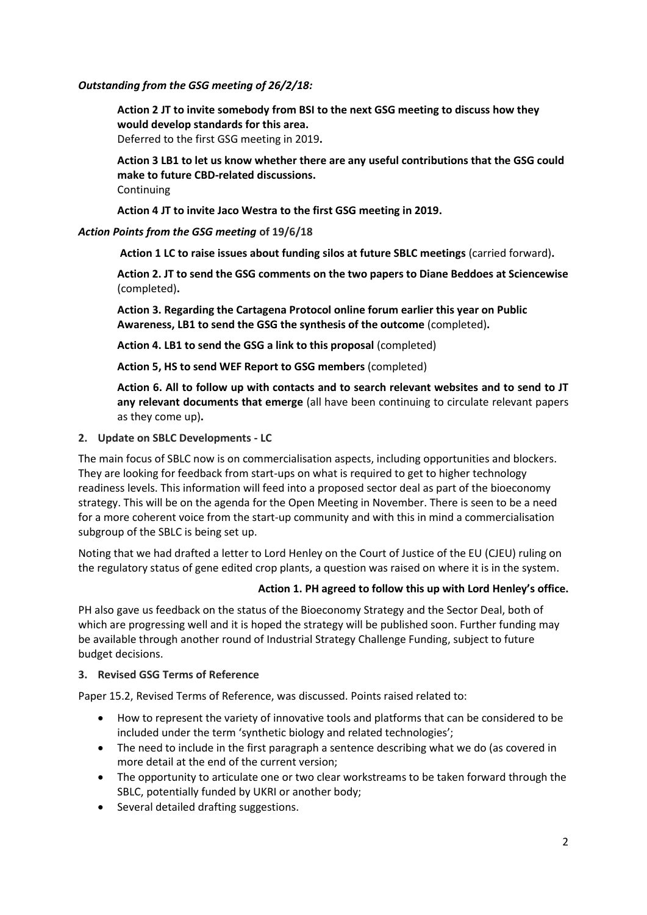***Outstanding from the GSG meeting of 26/2/18:***

**Action 2 JT to invite somebody from BSI to the next GSG meeting to discuss how they would develop standards for this area.**
Deferred to the first GSG meeting in 2019**.**

**Action 3 LB1 to let us know whether there are any useful contributions that the GSG could make to future CBD-related discussions.**
Continuing

**Action 4 JT to invite Jaco Westra to the first GSG meeting in 2019.**

***Action Points from the GSG meeting* of 19/6/18**

**Action 1 LC to raise issues about funding silos at future SBLC meetings** (carried forward)**.**

**Action 2. JT to send the GSG comments on the two papers to Diane Beddoes at Sciencewise** (completed)**.**

**Action 3. Regarding the Cartagena Protocol online forum earlier this year on Public Awareness, LB1 to send the GSG the synthesis of the outcome** (completed)**.**

**Action 4. LB1 to send the GSG a link to this proposal** (completed)

**Action 5, HS to send WEF Report to GSG members** (completed)

**Action 6. All to follow up with contacts and to search relevant websites and to send to JT any relevant documents that emerge** (all have been continuing to circulate relevant papers as they come up)**.**

**2. Update on SBLC Developments - LC**

The main focus of SBLC now is on commercialisation aspects, including opportunities and blockers. They are looking for feedback from start-ups on what is required to get to higher technology readiness levels. This information will feed into a proposed sector deal as part of the bioeconomy strategy. This will be on the agenda for the Open Meeting in November. There is seen to be a need for a more coherent voice from the start-up community and with this in mind a commercialisation subgroup of the SBLC is being set up.

Noting that we had drafted a letter to Lord Henley on the Court of Justice of the EU (CJEU) ruling on the regulatory status of gene edited crop plants, a question was raised on where it is in the system.

**Action 1. PH agreed to follow this up with Lord Henley's office.**

PH also gave us feedback on the status of the Bioeconomy Strategy and the Sector Deal, both of which are progressing well and it is hoped the strategy will be published soon. Further funding may be available through another round of Industrial Strategy Challenge Funding, subject to future budget decisions.

**3. Revised GSG Terms of Reference**

Paper 15.2, Revised Terms of Reference, was discussed. Points raised related to:

- How to represent the variety of innovative tools and platforms that can be considered to be included under the term 'synthetic biology and related technologies';
- The need to include in the first paragraph a sentence describing what we do (as covered in more detail at the end of the current version;
- The opportunity to articulate one or two clear workstreams to be taken forward through the SBLC, potentially funded by UKRI or another body;
- Several detailed drafting suggestions.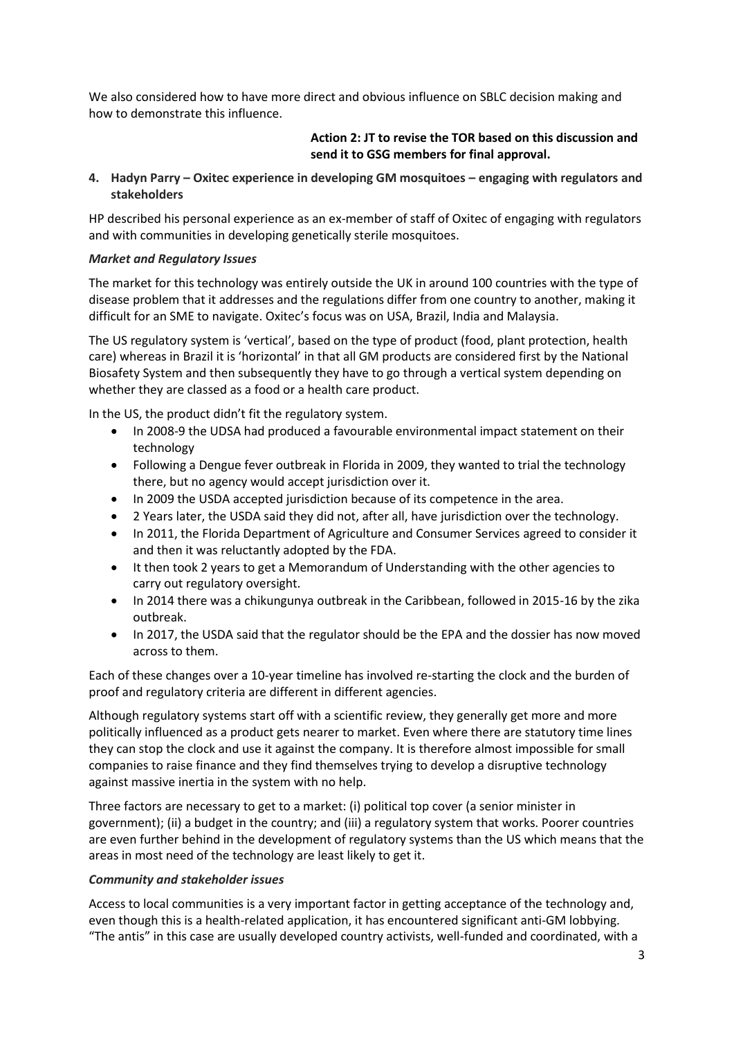We also considered how to have more direct and obvious influence on SBLC decision making and how to demonstrate this influence.

**Action 2: JT to revise the TOR based on this discussion and send it to GSG members for final approval.**

**4. Hadyn Parry – Oxitec experience in developing GM mosquitoes – engaging with regulators and stakeholders**

HP described his personal experience as an ex-member of staff of Oxitec of engaging with regulators and with communities in developing genetically sterile mosquitoes.

***Market and Regulatory Issues***

The market for this technology was entirely outside the UK in around 100 countries with the type of disease problem that it addresses and the regulations differ from one country to another, making it difficult for an SME to navigate. Oxitec's focus was on USA, Brazil, India and Malaysia.

The US regulatory system is 'vertical', based on the type of product (food, plant protection, health care) whereas in Brazil it is 'horizontal' in that all GM products are considered first by the National Biosafety System and then subsequently they have to go through a vertical system depending on whether they are classed as a food or a health care product.

In the US, the product didn't fit the regulatory system.

- In 2008-9 the UDSA had produced a favourable environmental impact statement on their technology
- Following a Dengue fever outbreak in Florida in 2009, they wanted to trial the technology there, but no agency would accept jurisdiction over it.
- In 2009 the USDA accepted jurisdiction because of its competence in the area.
- 2 Years later, the USDA said they did not, after all, have jurisdiction over the technology.
- In 2011, the Florida Department of Agriculture and Consumer Services agreed to consider it and then it was reluctantly adopted by the FDA.
- It then took 2 years to get a Memorandum of Understanding with the other agencies to carry out regulatory oversight.
- In 2014 there was a chikungunya outbreak in the Caribbean, followed in 2015-16 by the zika outbreak.
- In 2017, the USDA said that the regulator should be the EPA and the dossier has now moved across to them.

Each of these changes over a 10-year timeline has involved re-starting the clock and the burden of proof and regulatory criteria are different in different agencies.

Although regulatory systems start off with a scientific review, they generally get more and more politically influenced as a product gets nearer to market. Even where there are statutory time lines they can stop the clock and use it against the company. It is therefore almost impossible for small companies to raise finance and they find themselves trying to develop a disruptive technology against massive inertia in the system with no help.

Three factors are necessary to get to a market: (i) political top cover (a senior minister in government); (ii) a budget in the country; and (iii) a regulatory system that works. Poorer countries are even further behind in the development of regulatory systems than the US which means that the areas in most need of the technology are least likely to get it.

***Community and stakeholder issues***

Access to local communities is a very important factor in getting acceptance of the technology and, even though this is a health-related application, it has encountered significant anti-GM lobbying. "The antis" in this case are usually developed country activists, well-funded and coordinated, with a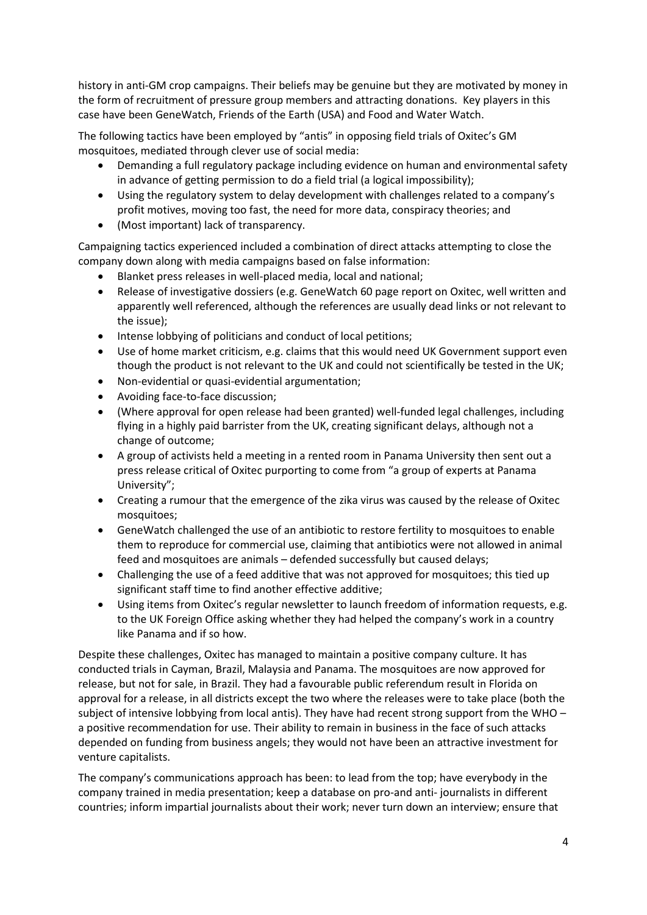history in anti-GM crop campaigns. Their beliefs may be genuine but they are motivated by money in the form of recruitment of pressure group members and attracting donations. Key players in this case have been GeneWatch, Friends of the Earth (USA) and Food and Water Watch.

The following tactics have been employed by "antis" in opposing field trials of Oxitec's GM mosquitoes, mediated through clever use of social media:

- Demanding a full regulatory package including evidence on human and environmental safety in advance of getting permission to do a field trial (a logical impossibility);
- Using the regulatory system to delay development with challenges related to a company's profit motives, moving too fast, the need for more data, conspiracy theories; and
- (Most important) lack of transparency.

Campaigning tactics experienced included a combination of direct attacks attempting to close the company down along with media campaigns based on false information:

- Blanket press releases in well-placed media, local and national;
- Release of investigative dossiers (e.g. GeneWatch 60 page report on Oxitec, well written and apparently well referenced, although the references are usually dead links or not relevant to the issue);
- Intense lobbying of politicians and conduct of local petitions;
- Use of home market criticism, e.g. claims that this would need UK Government support even though the product is not relevant to the UK and could not scientifically be tested in the UK;
- Non-evidential or quasi-evidential argumentation;
- Avoiding face-to-face discussion;
- (Where approval for open release had been granted) well-funded legal challenges, including flying in a highly paid barrister from the UK, creating significant delays, although not a change of outcome;
- A group of activists held a meeting in a rented room in Panama University then sent out a press release critical of Oxitec purporting to come from "a group of experts at Panama University";
- Creating a rumour that the emergence of the zika virus was caused by the release of Oxitec mosquitoes;
- GeneWatch challenged the use of an antibiotic to restore fertility to mosquitoes to enable them to reproduce for commercial use, claiming that antibiotics were not allowed in animal feed and mosquitoes are animals – defended successfully but caused delays;
- Challenging the use of a feed additive that was not approved for mosquitoes; this tied up significant staff time to find another effective additive;
- Using items from Oxitec's regular newsletter to launch freedom of information requests, e.g. to the UK Foreign Office asking whether they had helped the company's work in a country like Panama and if so how.

Despite these challenges, Oxitec has managed to maintain a positive company culture. It has conducted trials in Cayman, Brazil, Malaysia and Panama. The mosquitoes are now approved for release, but not for sale, in Brazil. They had a favourable public referendum result in Florida on approval for a release, in all districts except the two where the releases were to take place (both the subject of intensive lobbying from local antis). They have had recent strong support from the WHO – a positive recommendation for use. Their ability to remain in business in the face of such attacks depended on funding from business angels; they would not have been an attractive investment for venture capitalists.

The company's communications approach has been: to lead from the top; have everybody in the company trained in media presentation; keep a database on pro-and anti- journalists in different countries; inform impartial journalists about their work; never turn down an interview; ensure that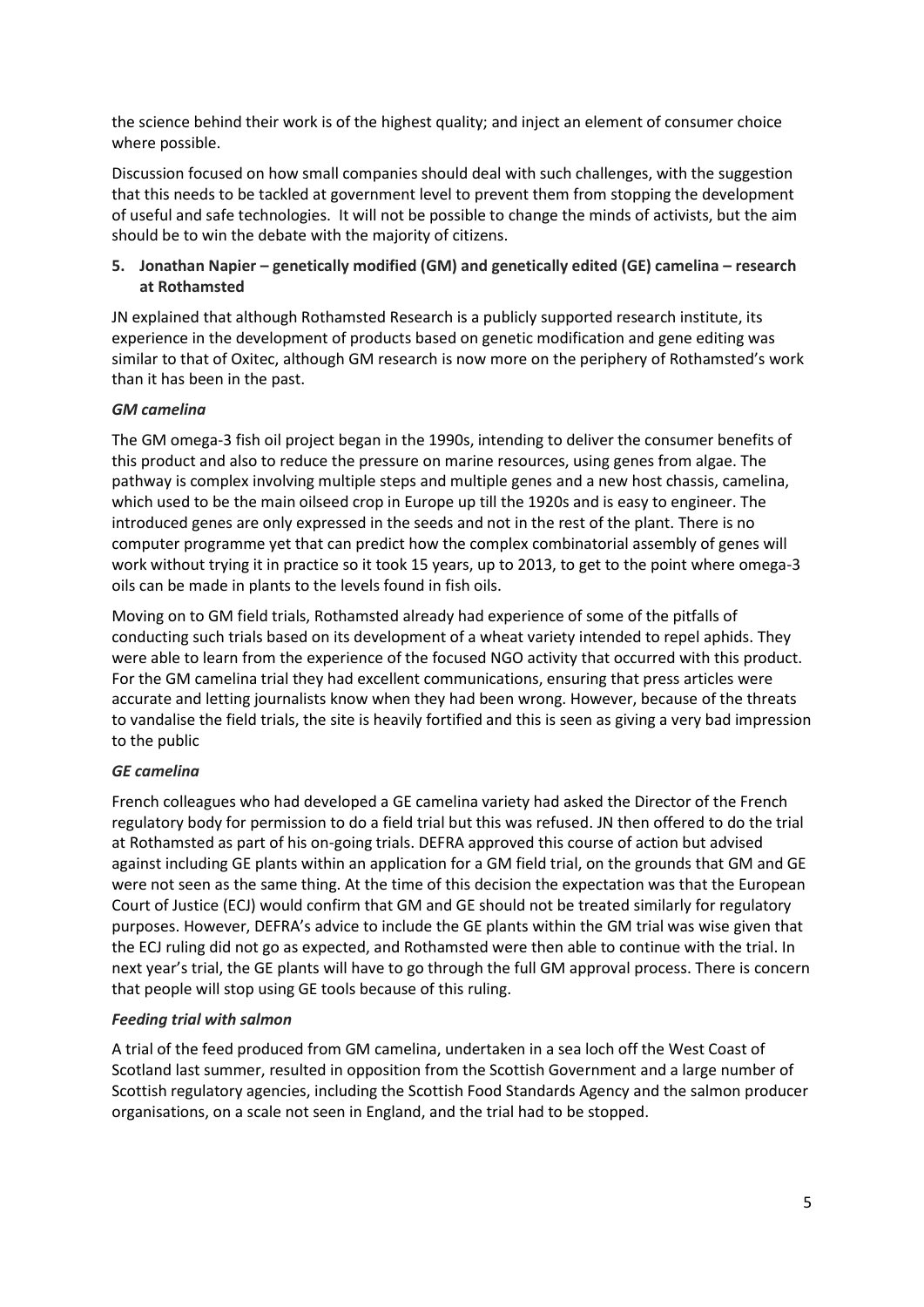the science behind their work is of the highest quality; and inject an element of consumer choice where possible.

Discussion focused on how small companies should deal with such challenges, with the suggestion that this needs to be tackled at government level to prevent them from stopping the development of useful and safe technologies. It will not be possible to change the minds of activists, but the aim should be to win the debate with the majority of citizens.

**5. Jonathan Napier – genetically modified (GM) and genetically edited (GE) camelina – research at Rothamsted**

JN explained that although Rothamsted Research is a publicly supported research institute, its experience in the development of products based on genetic modification and gene editing was similar to that of Oxitec, although GM research is now more on the periphery of Rothamsted's work than it has been in the past.

***GM camelina***

The GM omega-3 fish oil project began in the 1990s, intending to deliver the consumer benefits of this product and also to reduce the pressure on marine resources, using genes from algae. The pathway is complex involving multiple steps and multiple genes and a new host chassis, camelina, which used to be the main oilseed crop in Europe up till the 1920s and is easy to engineer. The introduced genes are only expressed in the seeds and not in the rest of the plant. There is no computer programme yet that can predict how the complex combinatorial assembly of genes will work without trying it in practice so it took 15 years, up to 2013, to get to the point where omega-3 oils can be made in plants to the levels found in fish oils.

Moving on to GM field trials, Rothamsted already had experience of some of the pitfalls of conducting such trials based on its development of a wheat variety intended to repel aphids. They were able to learn from the experience of the focused NGO activity that occurred with this product. For the GM camelina trial they had excellent communications, ensuring that press articles were accurate and letting journalists know when they had been wrong. However, because of the threats to vandalise the field trials, the site is heavily fortified and this is seen as giving a very bad impression to the public

***GE camelina***

French colleagues who had developed a GE camelina variety had asked the Director of the French regulatory body for permission to do a field trial but this was refused. JN then offered to do the trial at Rothamsted as part of his on-going trials. DEFRA approved this course of action but advised against including GE plants within an application for a GM field trial, on the grounds that GM and GE were not seen as the same thing. At the time of this decision the expectation was that the European Court of Justice (ECJ) would confirm that GM and GE should not be treated similarly for regulatory purposes. However, DEFRA's advice to include the GE plants within the GM trial was wise given that the ECJ ruling did not go as expected, and Rothamsted were then able to continue with the trial. In next year's trial, the GE plants will have to go through the full GM approval process. There is concern that people will stop using GE tools because of this ruling.

***Feeding trial with salmon***

A trial of the feed produced from GM camelina, undertaken in a sea loch off the West Coast of Scotland last summer, resulted in opposition from the Scottish Government and a large number of Scottish regulatory agencies, including the Scottish Food Standards Agency and the salmon producer organisations, on a scale not seen in England, and the trial had to be stopped.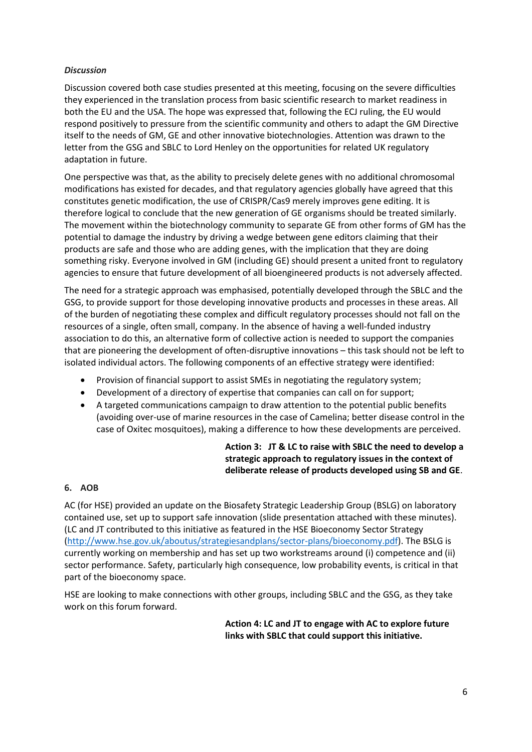*Discussion*

Discussion covered both case studies presented at this meeting, focusing on the severe difficulties they experienced in the translation process from basic scientific research to market readiness in both the EU and the USA. The hope was expressed that, following the ECJ ruling, the EU would respond positively to pressure from the scientific community and others to adapt the GM Directive itself to the needs of GM, GE and other innovative biotechnologies. Attention was drawn to the letter from the GSG and SBLC to Lord Henley on the opportunities for related UK regulatory adaptation in future.

One perspective was that, as the ability to precisely delete genes with no additional chromosomal modifications has existed for decades, and that regulatory agencies globally have agreed that this constitutes genetic modification, the use of CRISPR/Cas9 merely improves gene editing. It is therefore logical to conclude that the new generation of GE organisms should be treated similarly. The movement within the biotechnology community to separate GE from other forms of GM has the potential to damage the industry by driving a wedge between gene editors claiming that their products are safe and those who are adding genes, with the implication that they are doing something risky. Everyone involved in GM (including GE) should present a united front to regulatory agencies to ensure that future development of all bioengineered products is not adversely affected.

The need for a strategic approach was emphasised, potentially developed through the SBLC and the GSG, to provide support for those developing innovative products and processes in these areas. All of the burden of negotiating these complex and difficult regulatory processes should not fall on the resources of a single, often small, company. In the absence of having a well-funded industry association to do this, an alternative form of collective action is needed to support the companies that are pioneering the development of often-disruptive innovations – this task should not be left to isolated individual actors. The following components of an effective strategy were identified:

- Provision of financial support to assist SMEs in negotiating the regulatory system;
- Development of a directory of expertise that companies can call on for support;
- A targeted communications campaign to draw attention to the potential public benefits (avoiding over-use of marine resources in the case of Camelina; better disease control in the case of Oxitec mosquitoes), making a difference to how these developments are perceived.

**Action 3: JT & LC to raise with SBLC the need to develop a strategic approach to regulatory issues in the context of deliberate release of products developed using SB and GE.**

## 6. AOB

AC (for HSE) provided an update on the Biosafety Strategic Leadership Group (BSLG) on laboratory contained use, set up to support safe innovation (slide presentation attached with these minutes). (LC and JT contributed to this initiative as featured in the HSE Bioeconomy Sector Strategy (http://www.hse.gov.uk/aboutus/strategiesandplans/sector-plans/bioeconomy.pdf). The BSLG is currently working on membership and has set up two workstreams around (i) competence and (ii) sector performance. Safety, particularly high consequence, low probability events, is critical in that part of the bioeconomy space.

HSE are looking to make connections with other groups, including SBLC and the GSG, as they take work on this forum forward.

**Action 4: LC and JT to engage with AC to explore future links with SBLC that could support this initiative.**